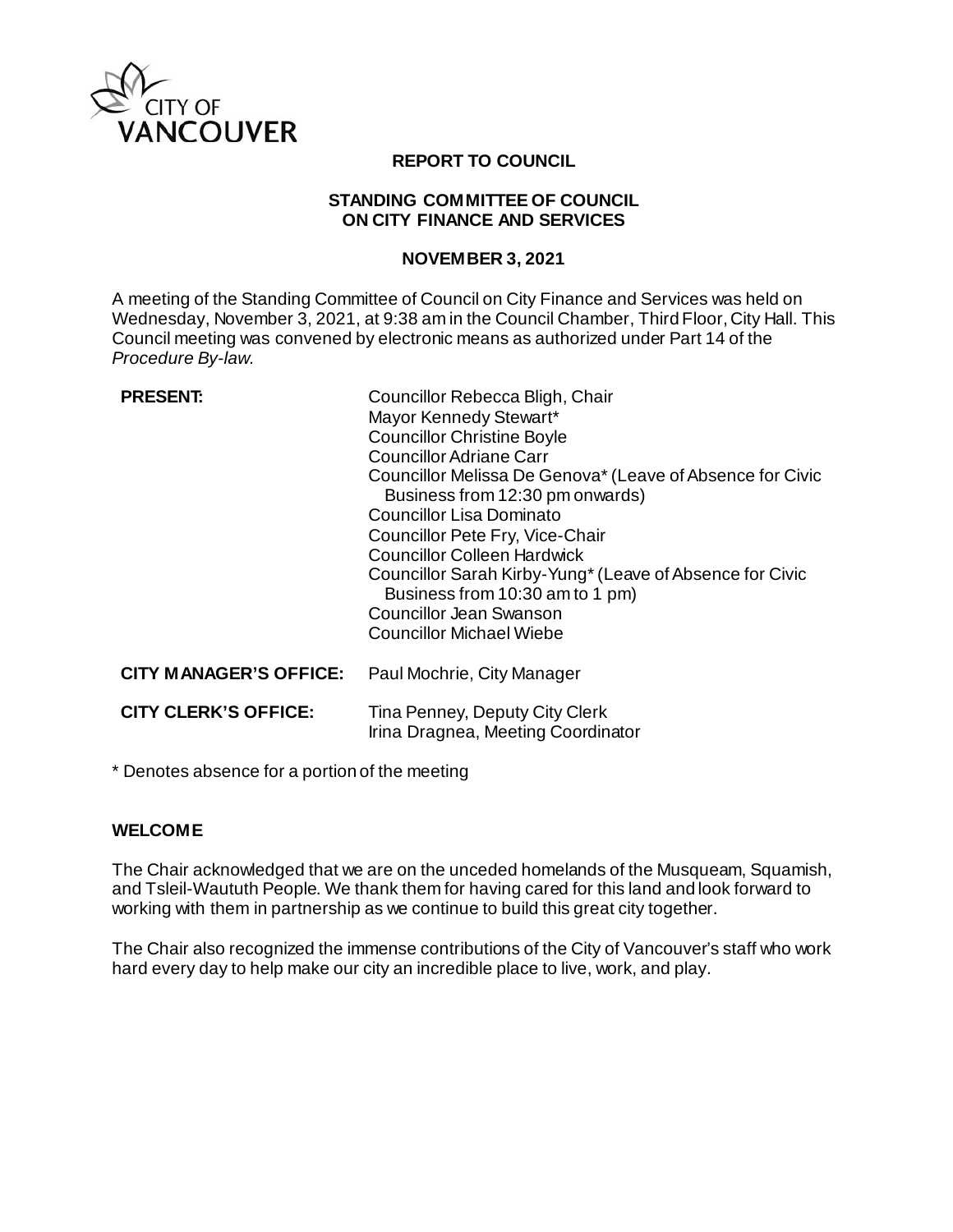CITY OF VANCOUVER

**REPORT TO COUNCIL**

**STANDING COMMITTEE OF COUNCIL ON CITY FINANCE AND SERVICES**

**NOVEMBER 3, 2021**

A meeting of the Standing Committee of Council on City Finance and Services was held on Wednesday, November 3, 2021, at 9:38 am in the Council Chamber, Third Floor, City Hall. This Council meeting was convened by electronic means as authorized under Part 14 of the *Procedure By-law*.

| | |
|---|---|
| **PRESENT:** | Councillor Rebecca Bligh, Chair<br>Mayor Kennedy Stewart*<br>Councillor Christine Boyle<br>Councillor Adriane Carr<br>Councillor Melissa De Genova* (Leave of Absence for Civic Business from 12:30 pm onwards)<br>Councillor Lisa Dominato<br>Councillor Pete Fry, Vice-Chair<br>Councillor Colleen Hardwick<br>Councillor Sarah Kirby-Yung* (Leave of Absence for Civic Business from 10:30 am to 1 pm)<br>Councillor Jean Swanson<br>Councillor Michael Wiebe |
| **CITY MANAGER'S OFFICE:** | Paul Mochrie, City Manager |
| **CITY CLERK'S OFFICE:** | Tina Penney, Deputy City Clerk<br>Irina Dragnea, Meeting Coordinator |

\* Denotes absence for a portion of the meeting

**WELCOME**

The Chair acknowledged that we are on the unceded homelands of the Musqueam, Squamish, and Tsleil-Waututh People. We thank them for having cared for this land and look forward to working with them in partnership as we continue to build this great city together.

The Chair also recognized the immense contributions of the City of Vancouver's staff who work hard every day to help make our city an incredible place to live, work, and play.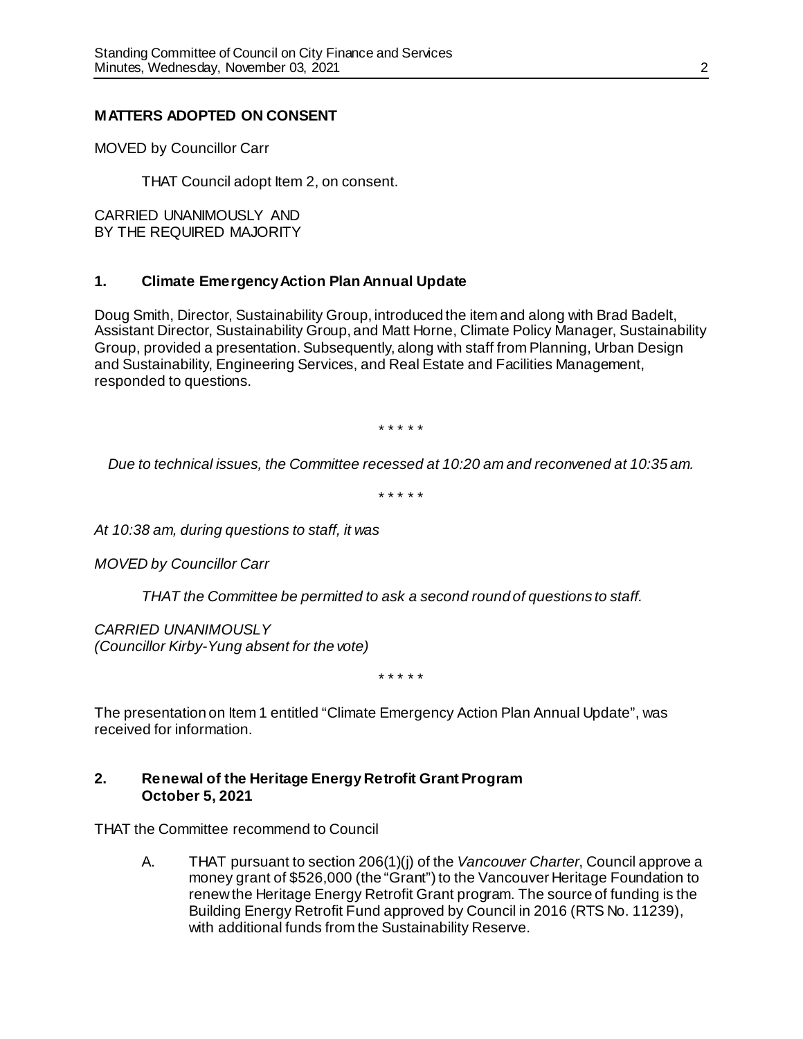## MATTERS ADOPTED ON CONSENT

MOVED by Councillor Carr

THAT Council adopt Item 2, on consent.

CARRIED UNANIMOUSLY AND
BY THE REQUIRED MAJORITY

### 1. Climate Emergency Action Plan Annual Update

Doug Smith, Director, Sustainability Group, introduced the item and along with Brad Badelt, Assistant Director, Sustainability Group, and Matt Horne, Climate Policy Manager, Sustainability Group, provided a presentation. Subsequently, along with staff from Planning, Urban Design and Sustainability, Engineering Services, and Real Estate and Facilities Management, responded to questions.

\* \* \* \* \*

*Due to technical issues, the Committee recessed at 10:20 am and reconvened at 10:35 am.*

\* \* \* \* \*

*At 10:38 am, during questions to staff, it was*

*MOVED by Councillor Carr*

*THAT the Committee be permitted to ask a second round of questions to staff.*

*CARRIED UNANIMOUSLY*
*(Councillor Kirby-Yung absent for the vote)*

\* \* \* \* \*

The presentation on Item 1 entitled "Climate Emergency Action Plan Annual Update", was received for information.

### 2. Renewal of the Heritage Energy Retrofit Grant Program October 5, 2021

THAT the Committee recommend to Council

A. THAT pursuant to section 206(1)(j) of the *Vancouver Charter*, Council approve a money grant of $526,000 (the "Grant") to the Vancouver Heritage Foundation to renew the Heritage Energy Retrofit Grant program. The source of funding is the Building Energy Retrofit Fund approved by Council in 2016 (RTS No. 11239), with additional funds from the Sustainability Reserve.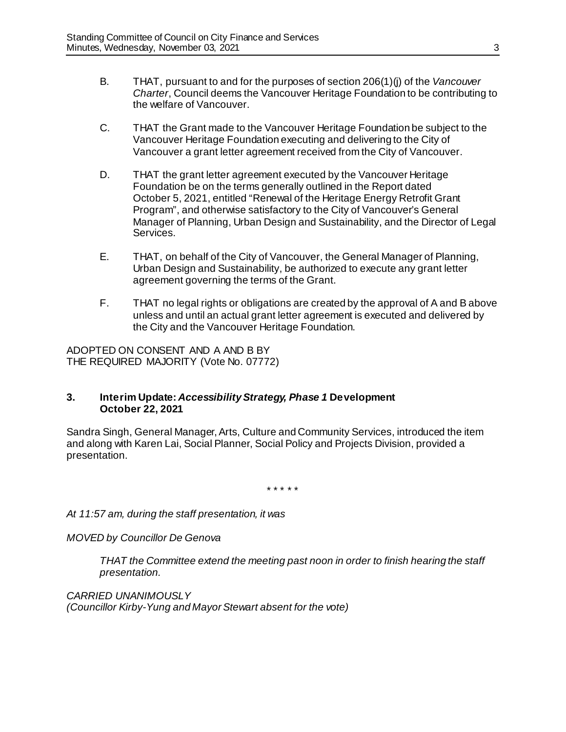B. THAT, pursuant to and for the purposes of section 206(1)(j) of the *Vancouver Charter*, Council deems the Vancouver Heritage Foundation to be contributing to the welfare of Vancouver.

C. THAT the Grant made to the Vancouver Heritage Foundation be subject to the Vancouver Heritage Foundation executing and delivering to the City of Vancouver a grant letter agreement received from the City of Vancouver.

D. THAT the grant letter agreement executed by the Vancouver Heritage Foundation be on the terms generally outlined in the Report dated October 5, 2021, entitled "Renewal of the Heritage Energy Retrofit Grant Program", and otherwise satisfactory to the City of Vancouver's General Manager of Planning, Urban Design and Sustainability, and the Director of Legal Services.

E. THAT, on behalf of the City of Vancouver, the General Manager of Planning, Urban Design and Sustainability, be authorized to execute any grant letter agreement governing the terms of the Grant.

F. THAT no legal rights or obligations are created by the approval of A and B above unless and until an actual grant letter agreement is executed and delivered by the City and the Vancouver Heritage Foundation.

ADOPTED ON CONSENT AND A AND B BY THE REQUIRED MAJORITY (Vote No. 07772)

**3. Interim Update: *Accessibility Strategy, Phase 1* Development October 22, 2021**

Sandra Singh, General Manager, Arts, Culture and Community Services, introduced the item and along with Karen Lai, Social Planner, Social Policy and Projects Division, provided a presentation.

\* \* \* \* \*

*At 11:57 am, during the staff presentation, it was*

*MOVED by Councillor De Genova*

*THAT the Committee extend the meeting past noon in order to finish hearing the staff presentation.*

*CARRIED UNANIMOUSLY*
*(Councillor Kirby-Yung and Mayor Stewart absent for the vote)*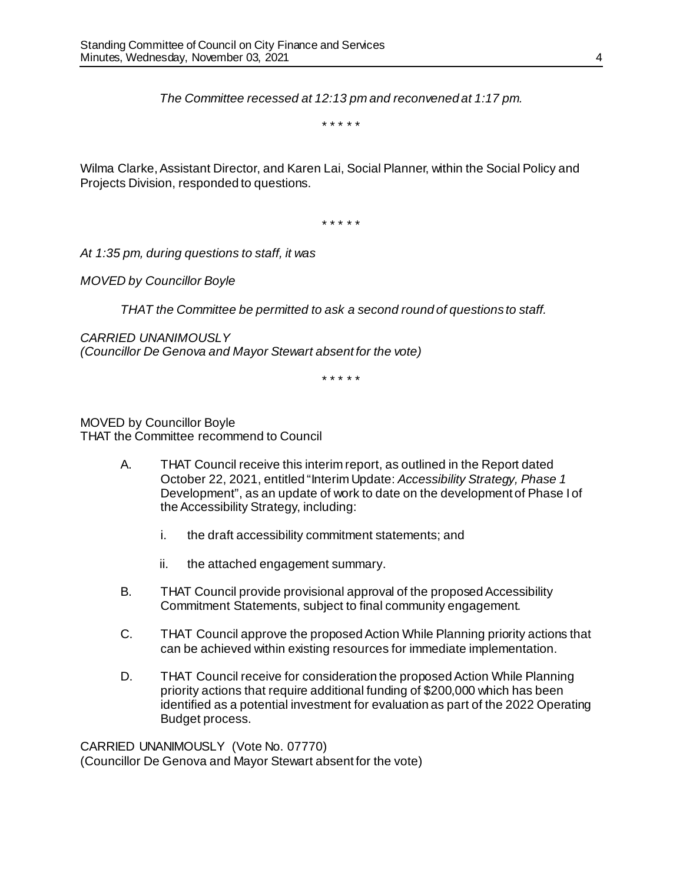*The Committee recessed at 12:13 pm and reconvened at 1:17 pm.*

\* \* \* \* \*

Wilma Clarke, Assistant Director, and Karen Lai, Social Planner, within the Social Policy and Projects Division, responded to questions.

\* \* \* \* \*

*At 1:35 pm, during questions to staff, it was*

*MOVED by Councillor Boyle*

> *THAT the Committee be permitted to ask a second round of questions to staff.*

*CARRIED UNANIMOUSLY*
*(Councillor De Genova and Mayor Stewart absent for the vote)*

\* \* \* \* \*

MOVED by Councillor Boyle
THAT the Committee recommend to Council

A. THAT Council receive this interim report, as outlined in the Report dated October 22, 2021, entitled "Interim Update: *Accessibility Strategy, Phase 1* Development", as an update of work to date on the development of Phase I of the Accessibility Strategy, including:

   i. the draft accessibility commitment statements; and

   ii. the attached engagement summary.

B. THAT Council provide provisional approval of the proposed Accessibility Commitment Statements, subject to final community engagement.

C. THAT Council approve the proposed Action While Planning priority actions that can be achieved within existing resources for immediate implementation.

D. THAT Council receive for consideration the proposed Action While Planning priority actions that require additional funding of $200,000 which has been identified as a potential investment for evaluation as part of the 2022 Operating Budget process.

CARRIED UNANIMOUSLY (Vote No. 07770)
(Councillor De Genova and Mayor Stewart absent for the vote)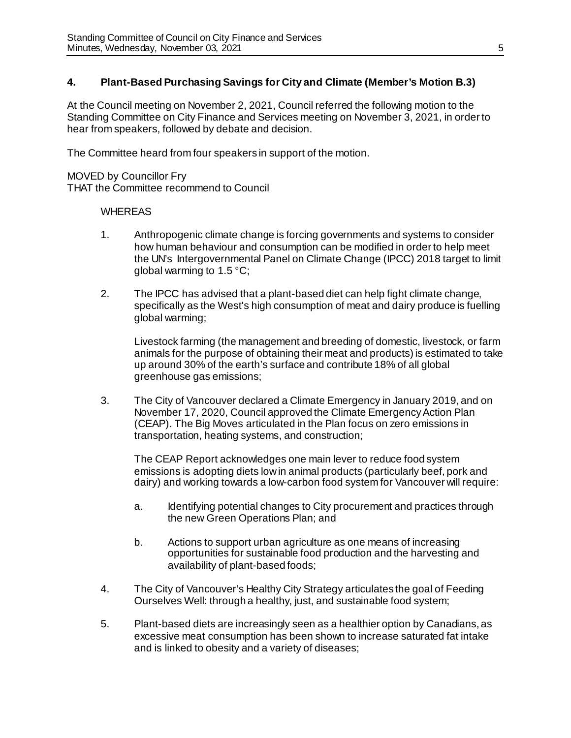## 4. Plant-Based Purchasing Savings for City and Climate (Member's Motion B.3)

At the Council meeting on November 2, 2021, Council referred the following motion to the Standing Committee on City Finance and Services meeting on November 3, 2021, in order to hear from speakers, followed by debate and decision.

The Committee heard from four speakers in support of the motion.

MOVED by Councillor Fry
THAT the Committee recommend to Council

WHEREAS

1. Anthropogenic climate change is forcing governments and systems to consider how human behaviour and consumption can be modified in order to help meet the UN's Intergovernmental Panel on Climate Change (IPCC) 2018 target to limit global warming to 1.5 °C;

2. The IPCC has advised that a plant-based diet can help fight climate change, specifically as the West's high consumption of meat and dairy produce is fuelling global warming;

   Livestock farming (the management and breeding of domestic, livestock, or farm animals for the purpose of obtaining their meat and products) is estimated to take up around 30% of the earth's surface and contribute 18% of all global greenhouse gas emissions;

3. The City of Vancouver declared a Climate Emergency in January 2019, and on November 17, 2020, Council approved the Climate Emergency Action Plan (CEAP). The Big Moves articulated in the Plan focus on zero emissions in transportation, heating systems, and construction;

   The CEAP Report acknowledges one main lever to reduce food system emissions is adopting diets low in animal products (particularly beef, pork and dairy) and working towards a low-carbon food system for Vancouver will require:

   a. Identifying potential changes to City procurement and practices through the new Green Operations Plan; and

   b. Actions to support urban agriculture as one means of increasing opportunities for sustainable food production and the harvesting and availability of plant-based foods;

4. The City of Vancouver's Healthy City Strategy articulates the goal of Feeding Ourselves Well: through a healthy, just, and sustainable food system;

5. Plant-based diets are increasingly seen as a healthier option by Canadians, as excessive meat consumption has been shown to increase saturated fat intake and is linked to obesity and a variety of diseases;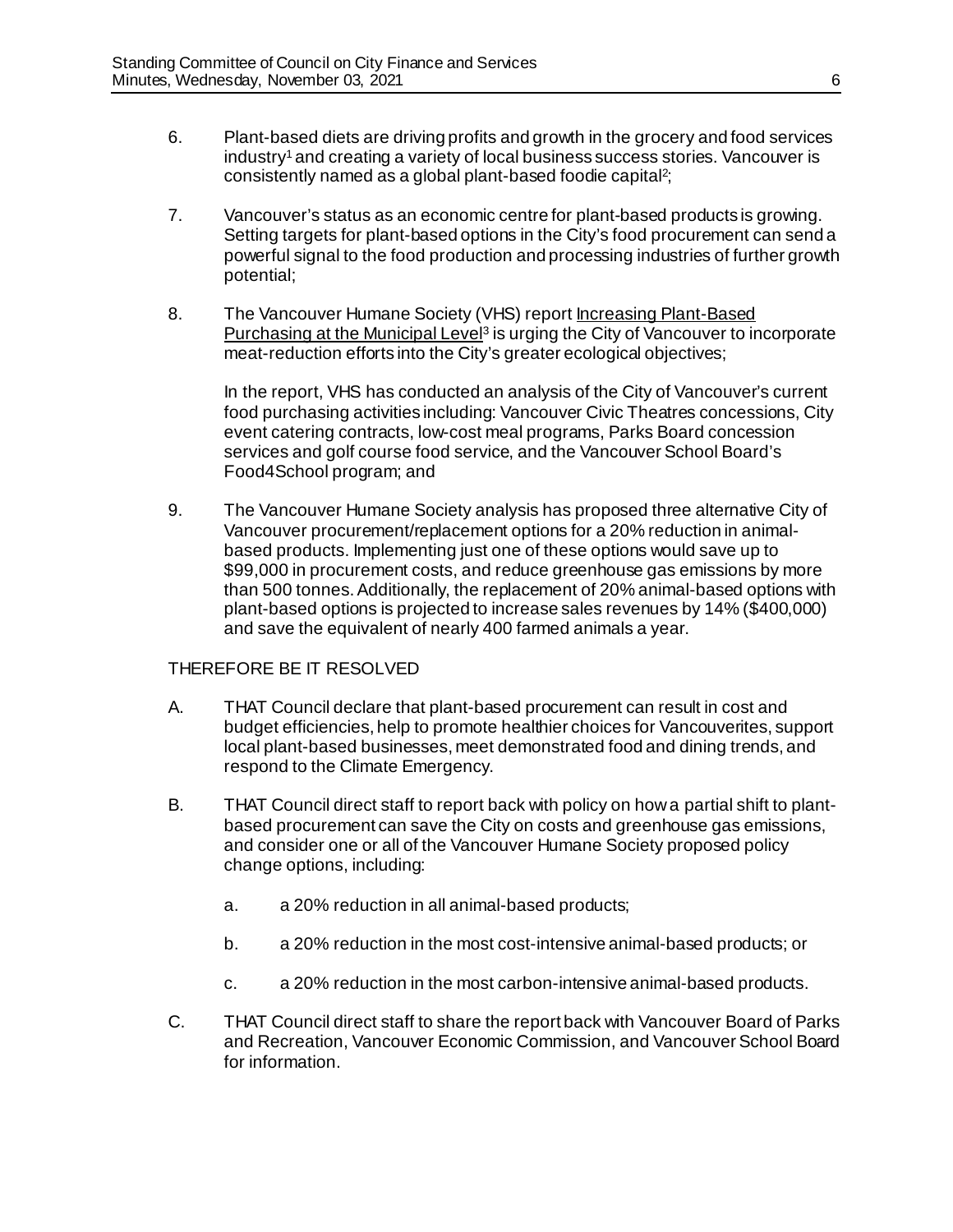6. Plant-based diets are driving profits and growth in the grocery and food services industry[1] and creating a variety of local business success stories. Vancouver is consistently named as a global plant-based foodie capital[2];

7. Vancouver's status as an economic centre for plant-based products is growing. Setting targets for plant-based options in the City's food procurement can send a powerful signal to the food production and processing industries of further growth potential;

8. The Vancouver Humane Society (VHS) report Increasing Plant-Based Purchasing at the Municipal Level[3] is urging the City of Vancouver to incorporate meat-reduction efforts into the City's greater ecological objectives;

   In the report, VHS has conducted an analysis of the City of Vancouver's current food purchasing activities including: Vancouver Civic Theatres concessions, City event catering contracts, low-cost meal programs, Parks Board concession services and golf course food service, and the Vancouver School Board's Food4School program; and

9. The Vancouver Humane Society analysis has proposed three alternative City of Vancouver procurement/replacement options for a 20% reduction in animal-based products. Implementing just one of these options would save up to \$99,000 in procurement costs, and reduce greenhouse gas emissions by more than 500 tonnes. Additionally, the replacement of 20% animal-based options with plant-based options is projected to increase sales revenues by 14% (\$400,000) and save the equivalent of nearly 400 farmed animals a year.

THEREFORE BE IT RESOLVED

A. THAT Council declare that plant-based procurement can result in cost and budget efficiencies, help to promote healthier choices for Vancouverites, support local plant-based businesses, meet demonstrated food and dining trends, and respond to the Climate Emergency.

B. THAT Council direct staff to report back with policy on how a partial shift to plant-based procurement can save the City on costs and greenhouse gas emissions, and consider one or all of the Vancouver Humane Society proposed policy change options, including:

   a. a 20% reduction in all animal-based products;

   b. a 20% reduction in the most cost-intensive animal-based products; or

   c. a 20% reduction in the most carbon-intensive animal-based products.

C. THAT Council direct staff to share the report back with Vancouver Board of Parks and Recreation, Vancouver Economic Commission, and Vancouver School Board for information.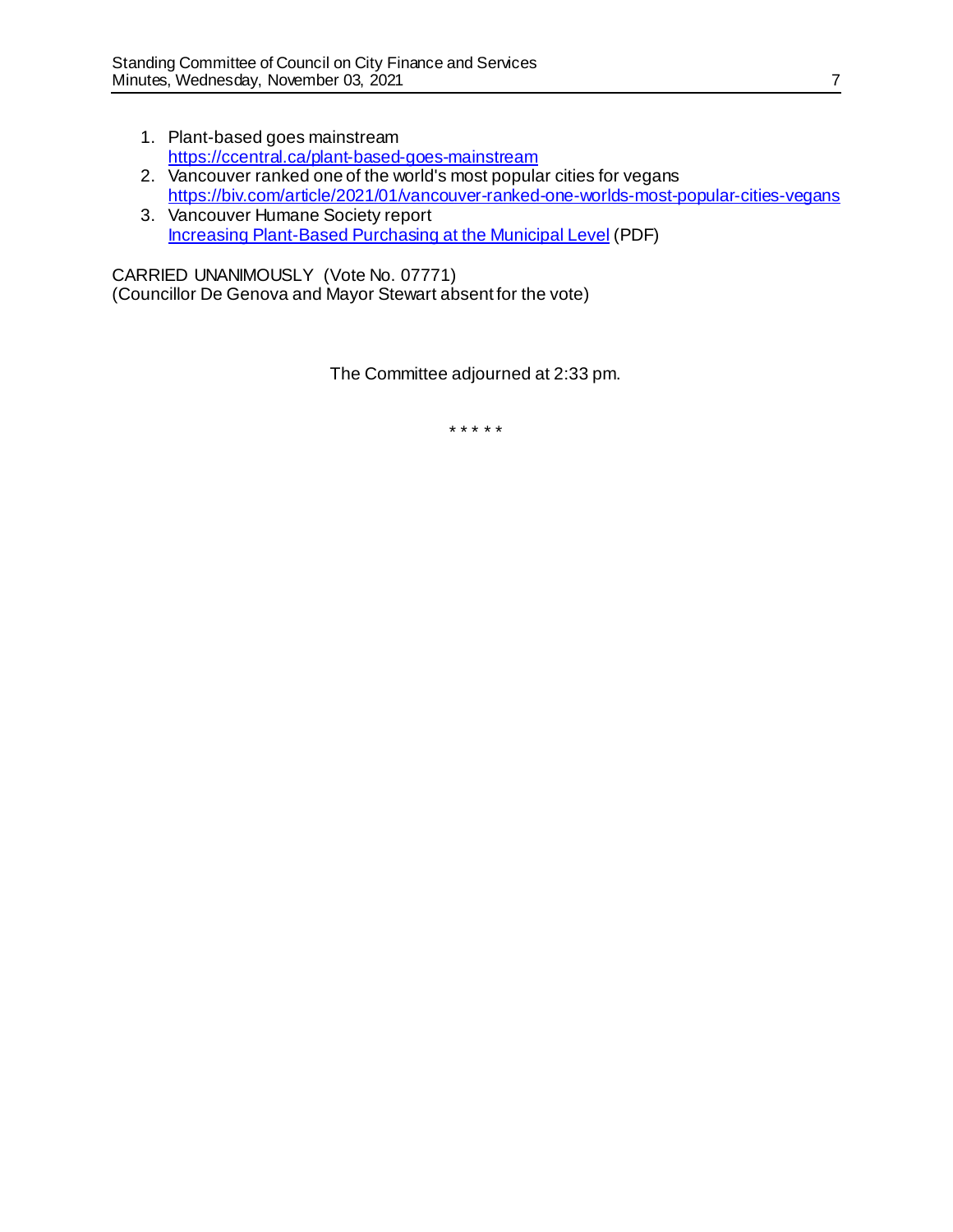1. Plant-based goes mainstream
   [https://ccentral.ca/plant-based-goes-mainstream](https://ccentral.ca/plant-based-goes-mainstream)
2. Vancouver ranked one of the world's most popular cities for vegans
   [https://biv.com/article/2021/01/vancouver-ranked-one-worlds-most-popular-cities-vegans](https://biv.com/article/2021/01/vancouver-ranked-one-worlds-most-popular-cities-vegans)
3. Vancouver Humane Society report
   Increasing Plant-Based Purchasing at the Municipal Level (PDF)

CARRIED UNANIMOUSLY (Vote No. 07771)
(Councillor De Genova and Mayor Stewart absent for the vote)

The Committee adjourned at 2:33 pm.

\* \* \* \* \*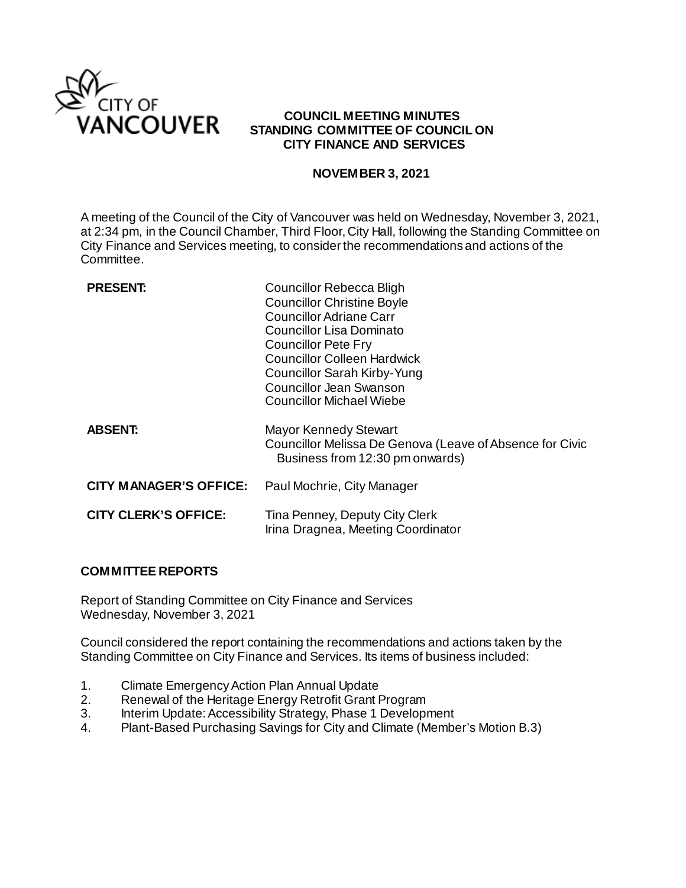CITY OF VANCOUVER

**COUNCIL MEETING MINUTES**
**STANDING COMMITTEE OF COUNCIL ON CITY FINANCE AND SERVICES**

**NOVEMBER 3, 2021**

A meeting of the Council of the City of Vancouver was held on Wednesday, November 3, 2021, at 2:34 pm, in the Council Chamber, Third Floor, City Hall, following the Standing Committee on City Finance and Services meeting, to consider the recommendations and actions of the Committee.

| | |
|---|---|
| **PRESENT:** | Councillor Rebecca Bligh<br>Councillor Christine Boyle<br>Councillor Adriane Carr<br>Councillor Lisa Dominato<br>Councillor Pete Fry<br>Councillor Colleen Hardwick<br>Councillor Sarah Kirby-Yung<br>Councillor Jean Swanson<br>Councillor Michael Wiebe |
| **ABSENT:** | Mayor Kennedy Stewart<br>Councillor Melissa De Genova (Leave of Absence for Civic Business from 12:30 pm onwards) |
| **CITY MANAGER'S OFFICE:** | Paul Mochrie, City Manager |
| **CITY CLERK'S OFFICE:** | Tina Penney, Deputy City Clerk<br>Irina Dragnea, Meeting Coordinator |

## COMMITTEE REPORTS

Report of Standing Committee on City Finance and Services
Wednesday, November 3, 2021

Council considered the report containing the recommendations and actions taken by the Standing Committee on City Finance and Services. Its items of business included:

1. Climate Emergency Action Plan Annual Update
2. Renewal of the Heritage Energy Retrofit Grant Program
3. Interim Update: Accessibility Strategy, Phase 1 Development
4. Plant-Based Purchasing Savings for City and Climate (Member's Motion B.3)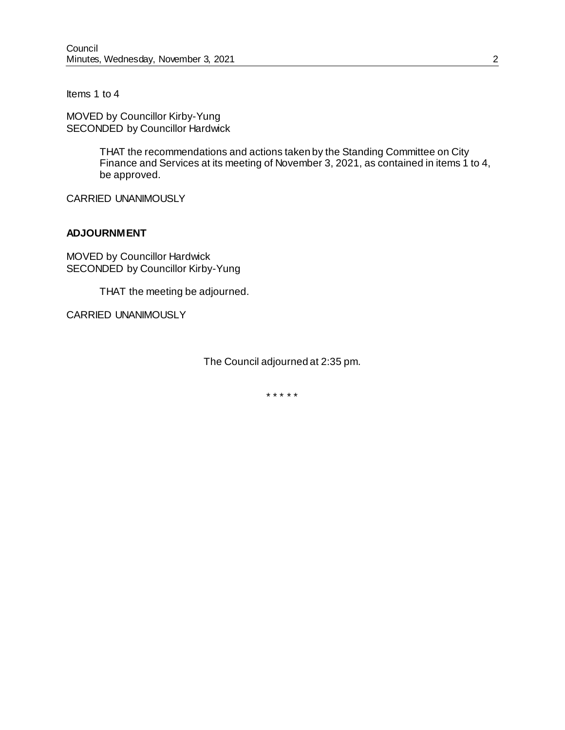Items 1 to 4

MOVED by Councillor Kirby-Yung
SECONDED by Councillor Hardwick

> THAT the recommendations and actions taken by the Standing Committee on City Finance and Services at its meeting of November 3, 2021, as contained in items 1 to 4, be approved.

CARRIED UNANIMOUSLY

**ADJOURNMENT**

MOVED by Councillor Hardwick
SECONDED by Councillor Kirby-Yung

> THAT the meeting be adjourned.

CARRIED UNANIMOUSLY

The Council adjourned at 2:35 pm.

\* \* \* \* \*